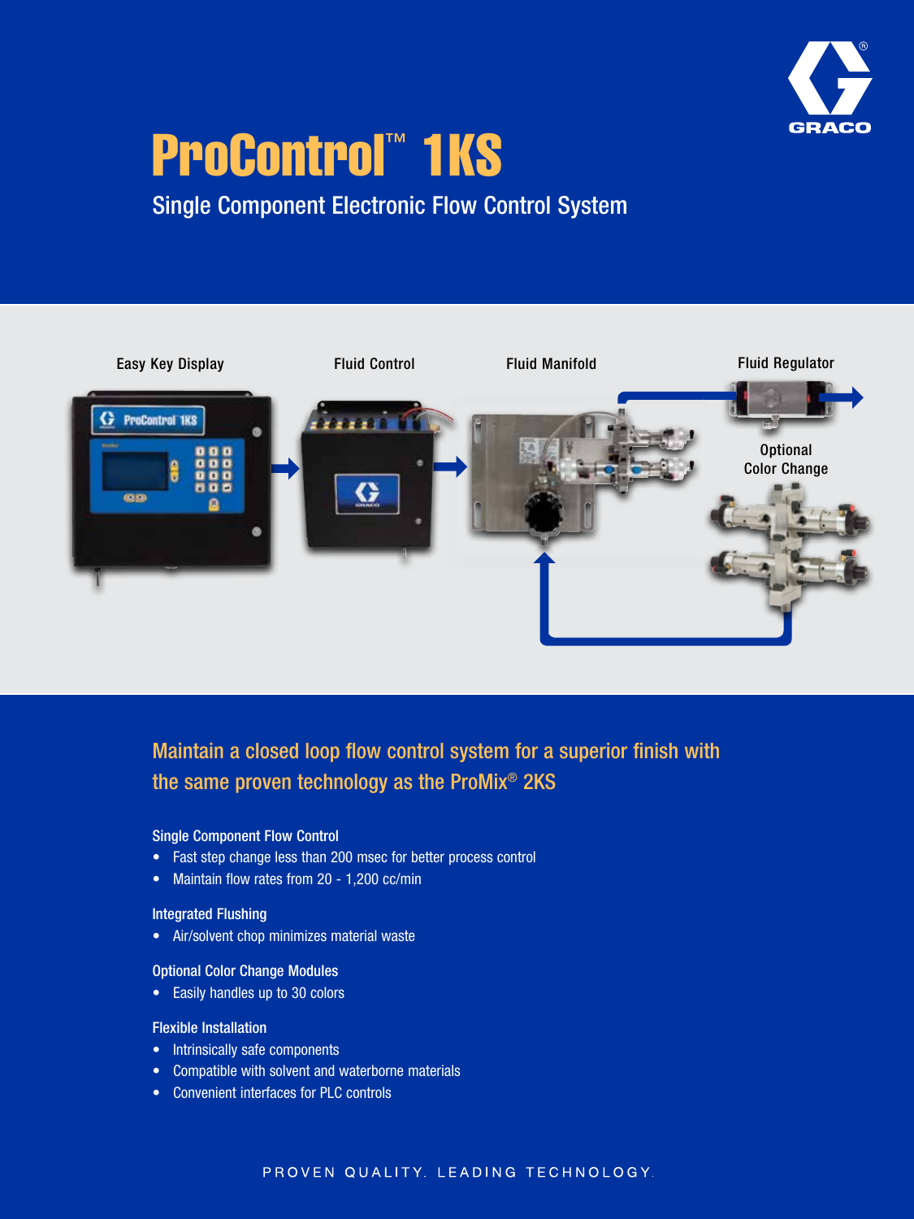# ProControl™ 1KS

## Single Component Electronic Flow Control System

Easy Key Display

Fluid Control

Fluid Manifold

Fluid Regulator

Optional Color Change

## Maintain a closed loop flow control system for a superior finish with the same proven technology as the ProMix® 2KS

### Single Component Flow Control

- Fast step change less than 200 msec for better process control
- Maintain flow rates from 20 - 1,200 cc/min

### Integrated Flushing

- Air/solvent chop minimizes material waste

### Optional Color Change Modules

- Easily handles up to 30 colors

### Flexible Installation

- Intrinsically safe components
- Compatible with solvent and waterborne materials
- Convenient interfaces for PLC controls

PROVEN QUALITY. LEADING TECHNOLOGY.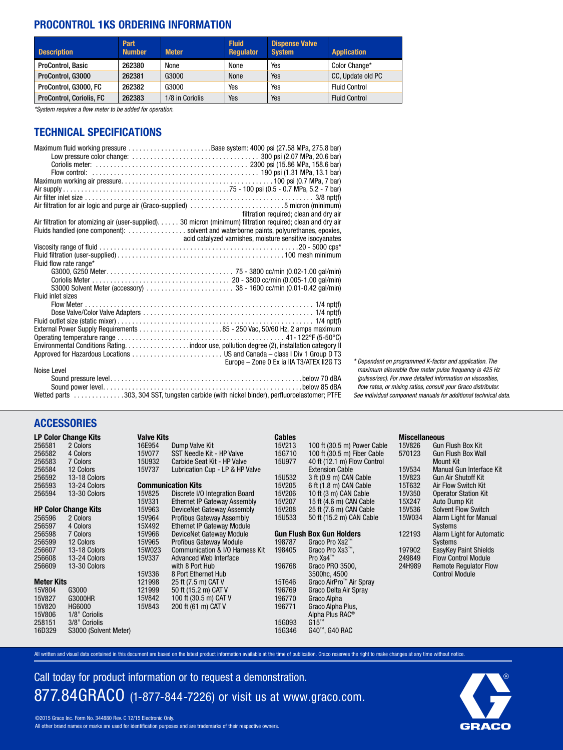## PROCONTROL 1KS ORDERING INFORMATION

| Description | Part Number | Meter | Fluid Regulator | Dispense Valve System | Application |
|---|---|---|---|---|---|
| ProControl, Basic | 262380 | None | None | Yes | Color Change* |
| ProControl, G3000 | 262381 | G3000 | None | Yes | CC, Update old PC |
| ProControl, G3000, FC | 262382 | G3000 | Yes | Yes | Fluid Control |
| ProControl, Coriolis, FC | 262383 | 1/8 in Coriolis | Yes | Yes | Fluid Control |

*System requires a flow meter to be added for operation.*

## TECHNICAL SPECIFICATIONS

| | |
|---|---|
| Maximum fluid working pressure | Base system: 4000 psi (27.58 MPa, 275.8 bar) |
| Low pressure color change: | 300 psi (2.07 MPa, 20.6 bar) |
| Coriolis meter: | 2300 psi (15.86 MPa, 158.6 bar) |
| Flow control: | 190 psi (1.31 MPa, 13.1 bar) |
| Maximum working air pressure | 100 psi (0.7 MPa, 7 bar) |
| Air supply | 75 - 100 psi (0.5 - 0.7 MPa, 5.2 - 7 bar) |
| Air filter inlet size | 3/8 npt(f) |
| Air filtration for air logic and purge air (Graco-supplied) | 5 micron (minimum) filtration required; clean and dry air |
| Air filtration for atomizing air (user-supplied) | 30 micron (minimum) filtration required; clean and dry air |
| Fluids handled (one component): | solvent and waterborne paints, polyurethanes, epoxies, acid catalyzed varnishes, moisture sensitive isocyanates |
| Viscosity range of fluid | 20 - 5000 cps* |
| Fluid filtration (user-supplied) | 100 mesh minimum |
| Fluid flow rate range* | |
| G3000, G250 Meter | 75 - 3800 cc/min (0.02-1.00 gal/min) |
| Coriolis Meter | 20 - 3800 cc/min (0.005-1.00 gal/min) |
| S3000 Solvent Meter (accessory) | 38 - 1600 cc/min (0.01-0.42 gal/min) |
| Fluid inlet sizes | |
| Flow Meter | 1/4 npt(f) |
| Dose Valve/Color Valve Adapters | 1/4 npt(f) |
| Fluid outlet size (static mixer) | 1/4 npt(f) |
| External Power Supply Requirements | 85 - 250 Vac, 50/60 Hz, 2 amps maximum |
| Operating temperature range | 41- 122°F (5-50°C) |
| Environmental Conditions Rating | indoor use, pollution degree (2), installation category II |
| Approved for Hazardous Locations | US and Canada – class I Div 1 Group D T3; Europe – Zone 0 Ex ia IIA T3/ATEX II2G T3 |
| Noise Level | |
| Sound pressure level | below 70 dBA |
| Sound power level | below 85 dBA |
| Wetted parts | 303, 304 SST, tungsten carbide (with nickel binder), perfluoroelastomer; PTFE |

*\* Dependent on programmed K-factor and application. The maximum allowable flow meter pulse frequency is 425 Hz (pulses/sec). For more detailed information on viscosities, flow rates, or mixing ratios, consult your Graco distributor. See individual component manuals for additional technical data.*

## ACCESSORIES

### LP Color Change Kits

| | |
|---|---|
| 256581 | 2 Colors |
| 256582 | 4 Colors |
| 256583 | 7 Colors |
| 256584 | 12 Colors |
| 256592 | 13-18 Colors |
| 256593 | 13-24 Colors |
| 256594 | 13-30 Colors |

### HP Color Change Kits

| | |
|---|---|
| 256596 | 2 Colors |
| 256597 | 4 Colors |
| 256598 | 7 Colors |
| 256599 | 12 Colors |
| 256607 | 13-18 Colors |
| 256608 | 13-24 Colors |
| 256609 | 13-30 Colors |

### Meter Kits

| | |
|---|---|
| 15V804 | G3000 |
| 15V827 | G3000HR |
| 15V820 | HG6000 |
| 15V806 | 1/8" Coriolis |
| 258151 | 3/8" Coriolis |
| 16D329 | S3000 (Solvent Meter) |

### Valve Kits

| | |
|---|---|
| 16E954 | Dump Valve Kit |
| 15V077 | SST Needle Kit - HP Valve |
| 15U932 | Carbide Seat Kit - HP Valve |
| 15V737 | Lubrication Cup - LP & HP Valve |

### Communication Kits

| | |
|---|---|
| 15V825 | Discrete I/O Integration Board |
| 15V331 | Ethernet IP Gateway Assembly |
| 15V963 | DeviceNet Gateway Assembly |
| 15V964 | Profibus Gateway Assembly |
| 15X492 | Ethernet IP Gateway Module |
| 15V966 | DeviceNet Gateway Module |
| 15V965 | Profibus Gateway Module |
| 15W023 | Communication & I/O Harness Kit |
| 15V337 | Advanced Web Interface with 8 Port Hub |
| 15V336 | 8 Port Ethernet Hub |
| 121998 | 25 ft (7.5 m) CAT V |
| 121999 | 50 ft (15.2 m) CAT V |
| 15V842 | 100 ft (30.5 m) CAT V |
| 15V843 | 200 ft (61 m) CAT V |

### Cables

| | |
|---|---|
| 15V213 | 100 ft (30.5 m) Power Cable |
| 15G710 | 100 ft (30.5 m) Fiber Cable |
| 15U977 | 40 ft (12.1 m) Flow Control Extension Cable |
| 15U532 | 3 ft (0.9 m) CAN Cable |
| 15V205 | 6 ft (1.8 m) CAN Cable |
| 15V206 | 10 ft (3 m) CAN Cable |
| 15V207 | 15 ft (4.6 m) CAN Cable |
| 15V208 | 25 ft (7.6 m) CAN Cable |
| 15U533 | 50 ft (15.2 m) CAN Cable |

### Gun Flush Box Gun Holders

| | |
|---|---|
| 198787 | Graco Pro Xs2™ |
| 198405 | Graco Pro Xs3™, Pro Xs4™ |
| 196768 | Graco PRO 3500, 3500hc, 4500 |
| 15T646 | Graco AirPro™ Air Spray |
| 196769 | Graco Delta Air Spray |
| 196770 | Graco Alpha |
| 196771 | Graco Alpha Plus, Alpha Plus RAC® |
| 15G093 | G15™ |
| 15G346 | G40™, G40 RAC |

### Miscellaneous

| | |
|---|---|
| 15V826 | Gun Flush Box Kit |
| 570123 | Gun Flush Box Wall Mount Kit |
| 15V534 | Manual Gun Interface Kit |
| 15V823 | Gun Air Shutoff Kit |
| 15T632 | Air Flow Switch Kit |
| 15V350 | Operator Station Kit |
| 15X247 | Auto Dump Kit |
| 15V536 | Solvent Flow Switch |
| 15W034 | Alarm Light for Manual Systems |
| 122193 | Alarm Light for Automatic Systems |
| 197902 | EasyKey Paint Shields |
| 249849 | Flow Control Module |
| 24H989 | Remote Regulator Flow Control Module |

All written and visual data contained in this document are based on the latest product information available at the time of publication. Graco reserves the right to make changes at any time without notice.

Call today for product information or to request a demonstration.

**877.84GRACO** (1-877-844-7226) or visit us at www.graco.com.

©2015 Graco Inc. Form No. 344880 Rev. C 12/15 Electronic Only.
All other brand names or marks are used for identification purposes and are trademarks of their respective owners.

GRACO